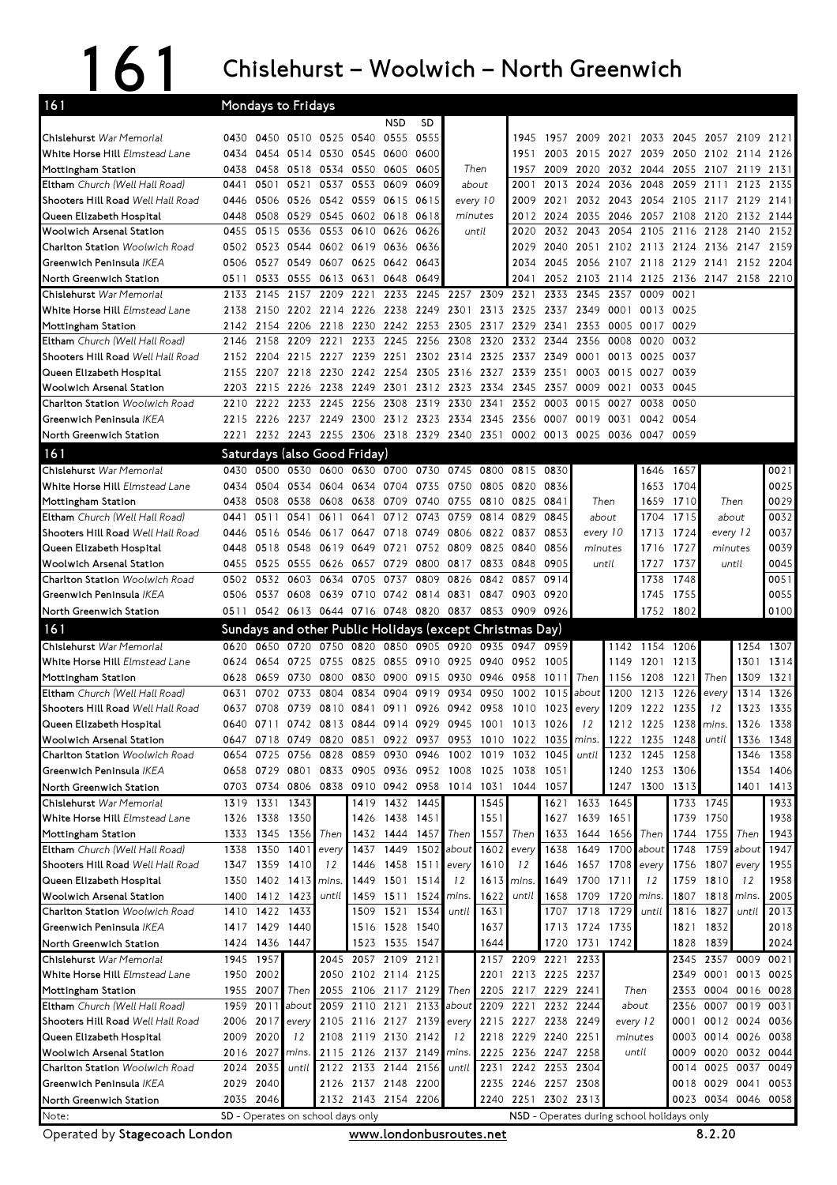# 161 Chislehurst – Woolwich – North Greenwich

## 161 Mondays to Fridays

| | | | | | | NSD | SD | | | | | | | | | | |
|---|---|---|---|---|---|---|---|---|---|---|---|---|---|---|---|---|---|
| **Chislehurst** *War Memorial* | 0430 | 0450 | 0510 | 0525 | 0540 | 0555 | 0555 | | 1945 | 1957 | 2009 | 2021 | 2033 | 2045 | 2057 | 2109 | 2121 |
| **White Horse Hill** *Elmstead Lane* | 0434 | 0454 | 0514 | 0530 | 0545 | 0600 | 0600 | | 1951 | 2003 | 2015 | 2027 | 2039 | 2050 | 2102 | 2114 | 2126 |
| **Mottingham Station** | 0438 | 0458 | 0518 | 0534 | 0550 | 0605 | 0605 | Then | 1957 | 2009 | 2020 | 2032 | 2044 | 2055 | 2107 | 2119 | 2131 |
| **Eltham** *Church (Well Hall Road)* | 0441 | 0501 | 0521 | 0537 | 0553 | 0609 | 0609 | about | 2001 | 2013 | 2024 | 2036 | 2048 | 2059 | 2111 | 2123 | 2135 |
| **Shooters Hill Road** *Well Hall Road* | 0446 | 0506 | 0526 | 0542 | 0559 | 0615 | 0615 | every 10 | 2009 | 2021 | 2032 | 2043 | 2054 | 2105 | 2117 | 2129 | 2141 |
| **Queen Elizabeth Hospital** | 0448 | 0508 | 0529 | 0545 | 0602 | 0618 | 0618 | minutes | 2012 | 2024 | 2035 | 2046 | 2057 | 2108 | 2120 | 2132 | 2144 |
| **Woolwich Arsenal Station** | 0455 | 0515 | 0536 | 0553 | 0610 | 0626 | 0626 | until | 2020 | 2032 | 2043 | 2054 | 2105 | 2116 | 2128 | 2140 | 2152 |
| **Charlton Station** *Woolwich Road* | 0502 | 0523 | 0544 | 0602 | 0619 | 0636 | 0636 | | 2029 | 2040 | 2051 | 2102 | 2113 | 2124 | 2136 | 2147 | 2159 |
| **Greenwich Peninsula** *IKEA* | 0506 | 0527 | 0549 | 0607 | 0625 | 0642 | 0643 | | 2034 | 2045 | 2056 | 2107 | 2118 | 2129 | 2141 | 2152 | 2204 |
| **North Greenwich Station** | 0511 | 0533 | 0555 | 0613 | 0631 | 0648 | 0649 | | 2041 | 2052 | 2103 | 2114 | 2125 | 2136 | 2147 | 2158 | 2210 |

| | | | | | | | | | | | | | | | |
|---|---|---|---|---|---|---|---|---|---|---|---|---|---|---|---|
| **Chislehurst** *War Memorial* | 2133 | 2145 | 2157 | 2209 | 2221 | 2233 | 2245 | 2257 | 2309 | 2321 | 2333 | 2345 | 2357 | 0009 | 0021 |
| **White Horse Hill** *Elmstead Lane* | 2138 | 2150 | 2202 | 2214 | 2226 | 2238 | 2249 | 2301 | 2313 | 2325 | 2337 | 2349 | 0001 | 0013 | 0025 |
| **Mottingham Station** | 2142 | 2154 | 2206 | 2218 | 2230 | 2242 | 2253 | 2305 | 2317 | 2329 | 2341 | 2353 | 0005 | 0017 | 0029 |
| **Eltham** *Church (Well Hall Road)* | 2146 | 2158 | 2209 | 2221 | 2233 | 2245 | 2256 | 2308 | 2320 | 2332 | 2344 | 2356 | 0008 | 0020 | 0032 |
| **Shooters Hill Road** *Well Hall Road* | 2152 | 2204 | 2215 | 2227 | 2239 | 2251 | 2302 | 2314 | 2325 | 2337 | 2349 | 0001 | 0013 | 0025 | 0037 |
| **Queen Elizabeth Hospital** | 2155 | 2207 | 2218 | 2230 | 2242 | 2254 | 2305 | 2316 | 2327 | 2339 | 2351 | 0003 | 0015 | 0027 | 0039 |
| **Woolwich Arsenal Station** | 2203 | 2215 | 2226 | 2238 | 2249 | 2301 | 2312 | 2323 | 2334 | 2345 | 2357 | 0009 | 0021 | 0033 | 0045 |
| **Charlton Station** *Woolwich Road* | 2210 | 2222 | 2233 | 2245 | 2256 | 2308 | 2319 | 2330 | 2341 | 2352 | 0003 | 0015 | 0027 | 0038 | 0050 |
| **Greenwich Peninsula** *IKEA* | 2215 | 2226 | 2237 | 2249 | 2300 | 2312 | 2323 | 2334 | 2345 | 2356 | 0007 | 0019 | 0031 | 0042 | 0054 |
| **North Greenwich Station** | 2221 | 2232 | 2243 | 2255 | 2306 | 2318 | 2329 | 2340 | 2351 | 0002 | 0013 | 0025 | 0036 | 0047 | 0059 |

## 161 Saturdays (also Good Friday)

| | | | | | | | | | | | | | | | | |
|---|---|---|---|---|---|---|---|---|---|---|---|---|---|---|---|---|
| **Chislehurst** *War Memorial* | 0430 | 0500 | 0530 | 0600 | 0630 | 0700 | 0730 | 0745 | 0800 | 0815 | 0830 | | 1646 | 1657 | | 0021 |
| **White Horse Hill** *Elmstead Lane* | 0434 | 0504 | 0534 | 0604 | 0634 | 0704 | 0735 | 0750 | 0805 | 0820 | 0836 | | 1653 | 1704 | | 0025 |
| **Mottingham Station** | 0438 | 0508 | 0538 | 0608 | 0638 | 0709 | 0740 | 0755 | 0810 | 0825 | 0841 | Then | 1659 | 1710 | Then | 0029 |
| **Eltham** *Church (Well Hall Road)* | 0441 | 0511 | 0541 | 0611 | 0641 | 0712 | 0743 | 0759 | 0814 | 0829 | 0845 | about | 1704 | 1715 | about | 0032 |
| **Shooters Hill Road** *Well Hall Road* | 0446 | 0516 | 0546 | 0617 | 0647 | 0718 | 0749 | 0806 | 0822 | 0837 | 0853 | every 10 | 1713 | 1724 | every 12 | 0037 |
| **Queen Elizabeth Hospital** | 0448 | 0518 | 0548 | 0619 | 0649 | 0721 | 0752 | 0809 | 0825 | 0840 | 0856 | minutes | 1716 | 1727 | minutes | 0039 |
| **Woolwich Arsenal Station** | 0455 | 0525 | 0555 | 0626 | 0657 | 0729 | 0800 | 0817 | 0833 | 0848 | 0905 | until | 1727 | 1737 | until | 0045 |
| **Charlton Station** *Woolwich Road* | 0502 | 0532 | 0603 | 0634 | 0705 | 0737 | 0809 | 0826 | 0842 | 0857 | 0914 | | 1738 | 1748 | | 0051 |
| **Greenwich Peninsula** *IKEA* | 0506 | 0537 | 0608 | 0639 | 0710 | 0742 | 0814 | 0831 | 0847 | 0903 | 0920 | | 1745 | 1755 | | 0055 |
| **North Greenwich Station** | 0511 | 0542 | 0613 | 0644 | 0716 | 0748 | 0820 | 0837 | 0853 | 0909 | 0926 | | 1752 | 1802 | | 0100 |

## 161 Sundays and other Public Holidays (except Christmas Day)

| | | | | | | | | | | | | | | | | | | |
|---|---|---|---|---|---|---|---|---|---|---|---|---|---|---|---|---|---|---|
| **Chislehurst** *War Memorial* | 0620 | 0650 | 0720 | 0750 | 0820 | 0850 | 0905 | 0920 | 0935 | 0947 | 0959 | | 1142 | 1154 | 1206 | | 1254 | 1307 |
| **White Horse Hill** *Elmstead Lane* | 0624 | 0654 | 0725 | 0755 | 0825 | 0855 | 0910 | 0925 | 0940 | 0952 | 1005 | | 1149 | 1201 | 1213 | | 1301 | 1314 |
| **Mottingham Station** | 0628 | 0659 | 0730 | 0800 | 0830 | 0900 | 0915 | 0930 | 0946 | 0958 | 1011 | Then | 1156 | 1208 | 1221 | Then | 1309 | 1321 |
| **Eltham** *Church (Well Hall Road)* | 0631 | 0702 | 0733 | 0804 | 0834 | 0904 | 0919 | 0934 | 0950 | 1002 | 1015 | about | 1200 | 1213 | 1226 | every | 1314 | 1326 |
| **Shooters Hill Road** *Well Hall Road* | 0637 | 0708 | 0739 | 0810 | 0841 | 0911 | 0926 | 0942 | 0958 | 1010 | 1023 | every | 1209 | 1222 | 1235 | 12 | 1323 | 1335 |
| **Queen Elizabeth Hospital** | 0640 | 0711 | 0742 | 0813 | 0844 | 0914 | 0929 | 0945 | 1001 | 1013 | 1026 | 12 | 1212 | 1225 | 1238 | mins. | 1326 | 1338 |
| **Woolwich Arsenal Station** | 0647 | 0718 | 0749 | 0820 | 0851 | 0922 | 0937 | 0953 | 1010 | 1022 | 1035 | mins. | 1222 | 1235 | 1248 | until | 1336 | 1348 |
| **Charlton Station** *Woolwich Road* | 0654 | 0725 | 0756 | 0828 | 0859 | 0930 | 0946 | 1002 | 1019 | 1032 | 1045 | until | 1232 | 1245 | 1258 | | 1346 | 1358 |
| **Greenwich Peninsula** *IKEA* | 0658 | 0729 | 0801 | 0833 | 0905 | 0936 | 0952 | 1008 | 1025 | 1038 | 1051 | | 1240 | 1253 | 1306 | | 1354 | 1406 |
| **North Greenwich Station** | 0703 | 0734 | 0806 | 0838 | 0910 | 0942 | 0958 | 1014 | 1031 | 1044 | 1057 | | 1247 | 1300 | 1313 | | 1401 | 1413 |

| | | | | | | | | | | | | | | | | | | |
|---|---|---|---|---|---|---|---|---|---|---|---|---|---|---|---|---|---|---|
| **Chislehurst** *War Memorial* | 1319 | 1331 | 1343 | | 1419 | 1432 | 1445 | | 1545 | | 1621 | 1633 | 1645 | | 1733 | 1745 | | 1933 |
| **White Horse Hill** *Elmstead Lane* | 1326 | 1338 | 1350 | | 1426 | 1438 | 1451 | | 1551 | | 1627 | 1639 | 1651 | | 1739 | 1750 | | 1938 |
| **Mottingham Station** | 1333 | 1345 | 1356 | Then | 1432 | 1444 | 1457 | Then | 1557 | Then | 1633 | 1644 | 1656 | Then | 1744 | 1755 | Then | 1943 |
| **Eltham** *Church (Well Hall Road)* | 1338 | 1350 | 1401 | every | 1437 | 1449 | 1502 | about | 1602 | every | 1638 | 1649 | 1700 | about | 1748 | 1759 | about | 1947 |
| **Shooters Hill Road** *Well Hall Road* | 1347 | 1359 | 1410 | 12 | 1446 | 1458 | 1511 | every | 1610 | 12 | 1646 | 1657 | 1708 | every | 1756 | 1807 | every | 1955 |
| **Queen Elizabeth Hospital** | 1350 | 1402 | 1413 | mins. | 1449 | 1501 | 1514 | 12 | 1613 | mins. | 1649 | 1700 | 1711 | 12 | 1759 | 1810 | 12 | 1958 |
| **Woolwich Arsenal Station** | 1400 | 1412 | 1423 | until | 1459 | 1511 | 1524 | mins. | 1622 | until | 1658 | 1709 | 1720 | mins. | 1807 | 1818 | mins. | 2005 |
| **Charlton Station** *Woolwich Road* | 1410 | 1422 | 1433 | | 1509 | 1521 | 1534 | until | 1631 | | 1707 | 1718 | 1729 | until | 1816 | 1827 | until | 2013 |
| **Greenwich Peninsula** *IKEA* | 1417 | 1429 | 1440 | | 1516 | 1528 | 1540 | | 1637 | | 1713 | 1724 | 1735 | | 1821 | 1832 | | 2018 |
| **North Greenwich Station** | 1424 | 1436 | 1447 | | 1523 | 1535 | 1547 | | 1644 | | 1720 | 1731 | 1742 | | 1828 | 1839 | | 2024 |

| | | | | | | | | | | | | | | | | | |
|---|---|---|---|---|---|---|---|---|---|---|---|---|---|---|---|---|---|
| **Chislehurst** *War Memorial* | 1945 | 1957 | | 2045 | 2057 | 2109 | 2121 | | 2157 | 2209 | 2221 | 2233 | | 2345 | 2357 | 0009 | 0021 |
| **White Horse Hill** *Elmstead Lane* | 1950 | 2002 | | 2050 | 2102 | 2114 | 2125 | | 2201 | 2213 | 2225 | 2237 | | 2349 | 0001 | 0013 | 0025 |
| **Mottingham Station** | 1955 | 2007 | Then | 2055 | 2106 | 2117 | 2129 | Then | 2205 | 2217 | 2229 | 2241 | Then | 2353 | 0004 | 0016 | 0028 |
| **Eltham** *Church (Well Hall Road)* | 1959 | 2011 | about | 2059 | 2110 | 2121 | 2133 | about | 2209 | 2221 | 2232 | 2244 | about | 2356 | 0007 | 0019 | 0031 |
| **Shooters Hill Road** *Well Hall Road* | 2006 | 2017 | every | 2105 | 2116 | 2127 | 2139 | every | 2215 | 2227 | 2238 | 2249 | every 12 | 0001 | 0012 | 0024 | 0036 |
| **Queen Elizabeth Hospital** | 2009 | 2020 | 12 | 2108 | 2119 | 2130 | 2142 | 12 | 2218 | 2229 | 2240 | 2251 | minutes | 0003 | 0014 | 0026 | 0038 |
| **Woolwich Arsenal Station** | 2016 | 2027 | mins. | 2115 | 2126 | 2137 | 2149 | mins. | 2225 | 2236 | 2247 | 2258 | until | 0009 | 0020 | 0032 | 0044 |
| **Charlton Station** *Woolwich Road* | 2024 | 2035 | until | 2122 | 2133 | 2144 | 2156 | until | 2231 | 2242 | 2253 | 2304 | | 0014 | 0025 | 0037 | 0049 |
| **Greenwich Peninsula** *IKEA* | 2029 | 2040 | | 2126 | 2137 | 2148 | 2200 | | 2235 | 2246 | 2257 | 2308 | | 0018 | 0029 | 0041 | 0053 |
| **North Greenwich Station** | 2035 | 2046 | | 2132 | 2143 | 2154 | 2206 | | 2240 | 2251 | 2302 | 2313 | | 0023 | 0034 | 0046 | 0058 |

Note: **SD** - Operates on school days only. **NSD** - Operates during school holidays only

Operated by **Stagecoach London** www.londonbusroutes.net 8.2.20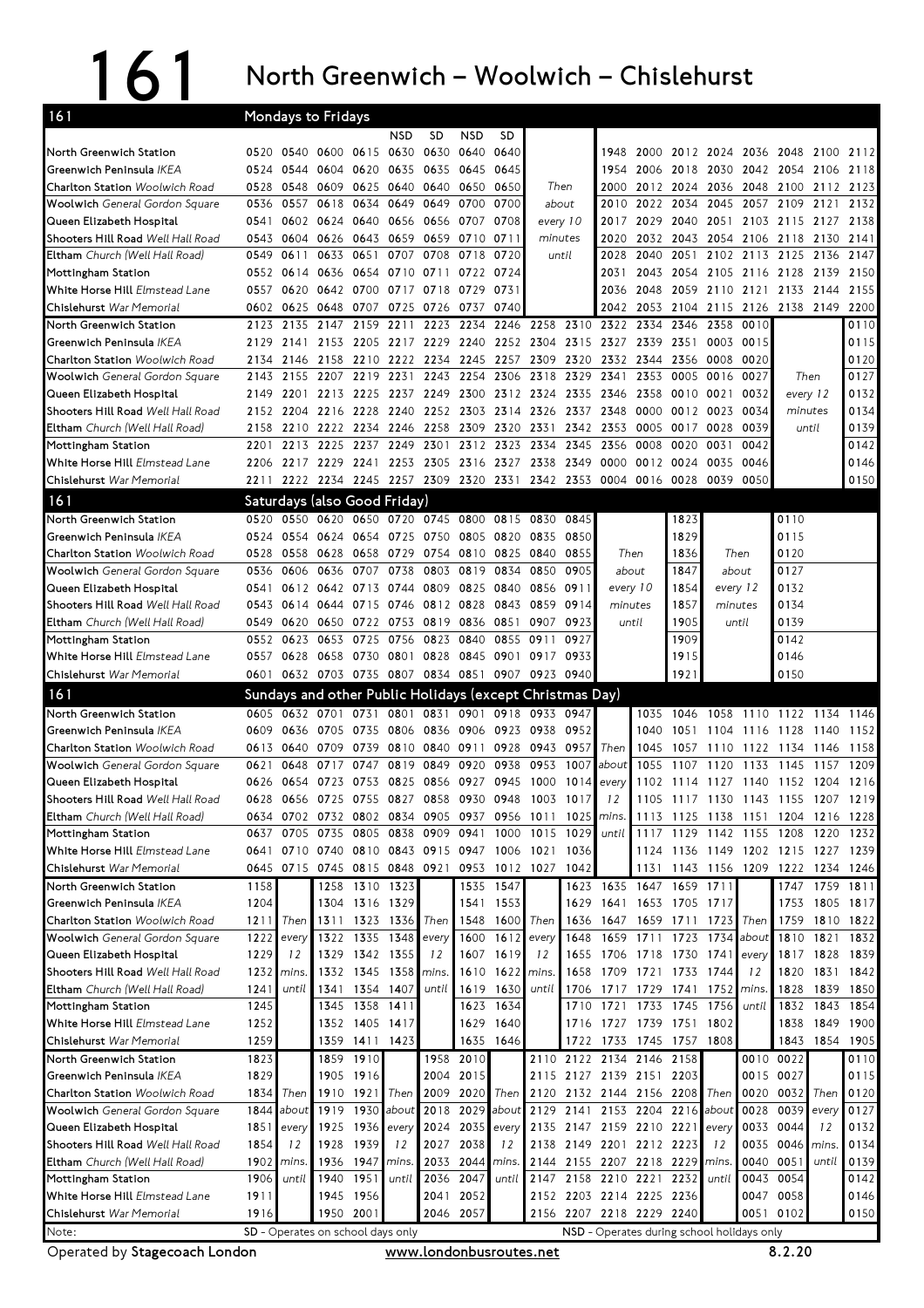# 161 North Greenwich – Woolwich – Chislehurst

## 161 Mondays to Fridays

| | | | | | NSD | SD | NSD | SD | | | | | | | | | | |
|---|---|---|---|---|---|---|---|---|---|---|---|---|---|---|---|---|---|---|
| North Greenwich Station | 0520 | 0540 | 0600 | 0615 | 0630 | 0630 | 0640 | 0640 | | | 1948 | 2000 | 2012 | 2024 | 2036 | 2048 | 2100 | 2112 |
| Greenwich Peninsula *IKEA* | 0524 | 0544 | 0604 | 0620 | 0635 | 0635 | 0645 | 0645 | | | 1954 | 2006 | 2018 | 2030 | 2042 | 2054 | 2106 | 2118 |
| Charlton Station *Woolwich Road* | 0528 | 0548 | 0609 | 0625 | 0640 | 0640 | 0650 | 0650 | Then | | 2000 | 2012 | 2024 | 2036 | 2048 | 2100 | 2112 | 2123 |
| Woolwich *General Gordon Square* | 0536 | 0557 | 0618 | 0634 | 0649 | 0649 | 0700 | 0700 | about | | 2010 | 2022 | 2034 | 2045 | 2057 | 2109 | 2121 | 2132 |
| Queen Elizabeth Hospital | 0541 | 0602 | 0624 | 0640 | 0656 | 0656 | 0707 | 0708 | every 10 | | 2017 | 2029 | 2040 | 2051 | 2103 | 2115 | 2127 | 2138 |
| Shooters Hill Road *Well Hall Road* | 0543 | 0604 | 0626 | 0643 | 0659 | 0659 | 0710 | 0711 | minutes | | 2020 | 2032 | 2043 | 2054 | 2106 | 2118 | 2130 | 2141 |
| Eltham *Church (Well Hall Road)* | 0549 | 0611 | 0633 | 0651 | 0707 | 0708 | 0718 | 0720 | until | | 2028 | 2040 | 2051 | 2102 | 2113 | 2125 | 2136 | 2147 |
| Mottingham Station | 0552 | 0614 | 0636 | 0654 | 0710 | 0711 | 0722 | 0724 | | | 2031 | 2043 | 2054 | 2105 | 2116 | 2128 | 2139 | 2150 |
| White Horse Hill *Elmstead Lane* | 0557 | 0620 | 0642 | 0700 | 0717 | 0718 | 0729 | 0731 | | | 2036 | 2048 | 2059 | 2110 | 2121 | 2133 | 2144 | 2155 |
| Chislehurst *War Memorial* | 0602 | 0625 | 0648 | 0707 | 0725 | 0726 | 0737 | 0740 | | | 2042 | 2053 | 2104 | 2115 | 2126 | 2138 | 2149 | 2200 |
| North Greenwich Station | 2123 | 2135 | 2147 | 2159 | 2211 | 2223 | 2234 | 2246 | 2258 | 2310 | 2322 | 2334 | 2346 | 2358 | 0010 | | | 0110 |
| Greenwich Peninsula *IKEA* | 2129 | 2141 | 2153 | 2205 | 2217 | 2229 | 2240 | 2252 | 2304 | 2315 | 2327 | 2339 | 2351 | 0003 | 0015 | | | 0115 |
| Charlton Station *Woolwich Road* | 2134 | 2146 | 2158 | 2210 | 2222 | 2234 | 2245 | 2257 | 2309 | 2320 | 2332 | 2344 | 2356 | 0008 | 0020 | | | 0120 |
| Woolwich *General Gordon Square* | 2143 | 2155 | 2207 | 2219 | 2231 | 2243 | 2254 | 2306 | 2318 | 2329 | 2341 | 2353 | 0005 | 0016 | 0027 | Then | | 0127 |
| Queen Elizabeth Hospital | 2149 | 2201 | 2213 | 2225 | 2237 | 2249 | 2300 | 2312 | 2324 | 2335 | 2346 | 2358 | 0010 | 0021 | 0032 | every 12 | | 0132 |
| Shooters Hill Road *Well Hall Road* | 2152 | 2204 | 2216 | 2228 | 2240 | 2252 | 2303 | 2314 | 2326 | 2337 | 2348 | 0000 | 0012 | 0023 | 0034 | minutes | | 0134 |
| Eltham *Church (Well Hall Road)* | 2158 | 2210 | 2222 | 2234 | 2246 | 2258 | 2309 | 2320 | 2331 | 2342 | 2353 | 0005 | 0017 | 0028 | 0039 | until | | 0139 |
| Mottingham Station | 2201 | 2213 | 2225 | 2237 | 2249 | 2301 | 2312 | 2323 | 2334 | 2345 | 2356 | 0008 | 0020 | 0031 | 0042 | | | 0142 |
| White Horse Hill *Elmstead Lane* | 2206 | 2217 | 2229 | 2241 | 2253 | 2305 | 2316 | 2327 | 2338 | 2349 | 0000 | 0012 | 0024 | 0035 | 0046 | | | 0146 |
| Chislehurst *War Memorial* | 2211 | 2222 | 2234 | 2245 | 2257 | 2309 | 2320 | 2331 | 2342 | 2353 | 0004 | 0016 | 0028 | 0039 | 0050 | | | 0150 |

## 161 Saturdays (also Good Friday)

| | | | | | | | | | | | | | | | |
|---|---|---|---|---|---|---|---|---|---|---|---|---|---|---|---|
| North Greenwich Station | 0520 | 0550 | 0620 | 0650 | 0720 | 0745 | 0800 | 0815 | 0830 | 0845 | | 1823 | | 0110 |
| Greenwich Peninsula *IKEA* | 0524 | 0554 | 0624 | 0654 | 0725 | 0750 | 0805 | 0820 | 0835 | 0850 | | 1829 | | 0115 |
| Charlton Station *Woolwich Road* | 0528 | 0558 | 0628 | 0658 | 0729 | 0754 | 0810 | 0825 | 0840 | 0855 | Then | 1836 | Then | 0120 |
| Woolwich *General Gordon Square* | 0536 | 0606 | 0636 | 0707 | 0738 | 0803 | 0819 | 0834 | 0850 | 0905 | about | 1847 | about | 0127 |
| Queen Elizabeth Hospital | 0541 | 0612 | 0642 | 0713 | 0744 | 0809 | 0825 | 0840 | 0856 | 0911 | every 10 | 1854 | every 12 | 0132 |
| Shooters Hill Road *Well Hall Road* | 0543 | 0614 | 0644 | 0715 | 0746 | 0812 | 0828 | 0843 | 0859 | 0914 | minutes | 1857 | minutes | 0134 |
| Eltham *Church (Well Hall Road)* | 0549 | 0620 | 0650 | 0722 | 0753 | 0819 | 0836 | 0851 | 0907 | 0923 | until | 1905 | until | 0139 |
| Mottingham Station | 0552 | 0623 | 0653 | 0725 | 0756 | 0823 | 0840 | 0855 | 0911 | 0927 | | 1909 | | 0142 |
| White Horse Hill *Elmstead Lane* | 0557 | 0628 | 0658 | 0730 | 0801 | 0828 | 0845 | 0901 | 0917 | 0933 | | 1915 | | 0146 |
| Chislehurst *War Memorial* | 0601 | 0632 | 0703 | 0735 | 0807 | 0834 | 0851 | 0907 | 0923 | 0940 | | 1921 | | 0150 |

## 161 Sundays and other Public Holidays (except Christmas Day)

| | | | | | | | | | | | | | | | | | | | |
|---|---|---|---|---|---|---|---|---|---|---|---|---|---|---|---|---|---|---|---|
| North Greenwich Station | 0605 | 0632 | 0701 | 0731 | 0801 | 0831 | 0901 | 0918 | 0933 | 0947 | | 1035 | 1046 | 1058 | 1110 | 1122 | 1134 | 1146 |
| Greenwich Peninsula *IKEA* | 0609 | 0636 | 0705 | 0735 | 0806 | 0836 | 0906 | 0923 | 0938 | 0952 | | 1040 | 1051 | 1104 | 1116 | 1128 | 1140 | 1152 |
| Charlton Station *Woolwich Road* | 0613 | 0640 | 0709 | 0739 | 0810 | 0840 | 0911 | 0928 | 0943 | 0957 | Then | 1045 | 1057 | 1110 | 1122 | 1134 | 1146 | 1158 |
| Woolwich *General Gordon Square* | 0621 | 0648 | 0717 | 0747 | 0819 | 0849 | 0920 | 0938 | 0953 | 1007 | about | 1055 | 1107 | 1120 | 1133 | 1145 | 1157 | 1209 |
| Queen Elizabeth Hospital | 0626 | 0654 | 0723 | 0753 | 0825 | 0856 | 0927 | 0945 | 1000 | 1014 | every | 1102 | 1114 | 1127 | 1140 | 1152 | 1204 | 1216 |
| Shooters Hill Road *Well Hall Road* | 0628 | 0656 | 0725 | 0755 | 0827 | 0858 | 0930 | 0948 | 1003 | 1017 | 12 | 1105 | 1117 | 1130 | 1143 | 1155 | 1207 | 1219 |
| Eltham *Church (Well Hall Road)* | 0634 | 0702 | 0732 | 0802 | 0834 | 0905 | 0937 | 0956 | 1011 | 1025 | mins. | 1113 | 1125 | 1138 | 1151 | 1204 | 1216 | 1228 |
| Mottingham Station | 0637 | 0705 | 0735 | 0805 | 0838 | 0909 | 0941 | 1000 | 1015 | 1029 | until | 1117 | 1129 | 1142 | 1155 | 1208 | 1220 | 1232 |
| White Horse Hill *Elmstead Lane* | 0641 | 0710 | 0740 | 0810 | 0843 | 0915 | 0947 | 1006 | 1021 | 1036 | | 1124 | 1136 | 1149 | 1202 | 1215 | 1227 | 1239 |
| Chislehurst *War Memorial* | 0645 | 0715 | 0745 | 0815 | 0848 | 0921 | 0953 | 1012 | 1027 | 1042 | | 1131 | 1143 | 1156 | 1209 | 1222 | 1234 | 1246 |
| North Greenwich Station | 1158 | | 1258 | 1310 | 1323 | | 1535 | 1547 | | 1623 | 1635 | 1647 | 1659 | 1711 | | 1747 | 1759 | 1811 |
| Greenwich Peninsula *IKEA* | 1204 | | 1304 | 1316 | 1329 | | 1541 | 1553 | | 1629 | 1641 | 1653 | 1705 | 1717 | | 1753 | 1805 | 1817 |
| Charlton Station *Woolwich Road* | 1211 | Then | 1311 | 1323 | 1336 | Then | 1548 | 1600 | Then | 1636 | 1647 | 1659 | 1711 | 1723 | Then | 1759 | 1810 | 1822 |
| Woolwich *General Gordon Square* | 1222 | every | 1322 | 1335 | 1348 | every | 1600 | 1612 | every | 1648 | 1659 | 1711 | 1723 | 1734 | about | 1810 | 1821 | 1832 |
| Queen Elizabeth Hospital | 1229 | 12 | 1329 | 1342 | 1355 | 12 | 1607 | 1619 | 12 | 1655 | 1706 | 1718 | 1730 | 1741 | every | 1817 | 1828 | 1839 |
| Shooters Hill Road *Well Hall Road* | 1232 | mins. | 1332 | 1345 | 1358 | mins. | 1610 | 1622 | mins. | 1658 | 1709 | 1721 | 1733 | 1744 | 12 | 1820 | 1831 | 1842 |
| Eltham *Church (Well Hall Road)* | 1241 | until | 1341 | 1354 | 1407 | until | 1619 | 1630 | until | 1706 | 1717 | 1729 | 1741 | 1752 | mins. | 1828 | 1839 | 1850 |
| Mottingham Station | 1245 | | 1345 | 1358 | 1411 | | 1623 | 1634 | | 1710 | 1721 | 1733 | 1745 | 1756 | until | 1832 | 1843 | 1854 |
| White Horse Hill *Elmstead Lane* | 1252 | | 1352 | 1405 | 1417 | | 1629 | 1640 | | 1716 | 1727 | 1739 | 1751 | 1802 | | 1838 | 1849 | 1900 |
| Chislehurst *War Memorial* | 1259 | | 1359 | 1411 | 1423 | | 1635 | 1646 | | 1722 | 1733 | 1745 | 1757 | 1808 | | 1843 | 1854 | 1905 |
| North Greenwich Station | 1823 | | 1859 | 1910 | | 1958 | 2010 | | 2110 | 2122 | 2134 | 2146 | 2158 | | 0010 | 0022 | | 0110 |
| Greenwich Peninsula *IKEA* | 1829 | | 1905 | 1916 | | 2004 | 2015 | | 2115 | 2127 | 2139 | 2151 | 2203 | | 0015 | 0027 | | 0115 |
| Charlton Station *Woolwich Road* | 1834 | Then | 1910 | 1921 | Then | 2009 | 2020 | Then | 2120 | 2132 | 2144 | 2156 | 2208 | Then | 0020 | 0032 | Then | 0120 |
| Woolwich *General Gordon Square* | 1844 | about | 1919 | 1930 | about | 2018 | 2029 | about | 2129 | 2141 | 2153 | 2204 | 2216 | about | 0028 | 0039 | every | 0127 |
| Queen Elizabeth Hospital | 1851 | every | 1925 | 1936 | every | 2024 | 2035 | every | 2135 | 2147 | 2159 | 2210 | 2221 | every | 0033 | 0044 | 12 | 0132 |
| Shooters Hill Road *Well Hall Road* | 1854 | 12 | 1928 | 1939 | 12 | 2027 | 2038 | 12 | 2138 | 2149 | 2201 | 2212 | 2223 | 12 | 0035 | 0046 | mins. | 0134 |
| Eltham *Church (Well Hall Road)* | 1902 | mins. | 1936 | 1947 | mins. | 2033 | 2044 | mins. | 2144 | 2155 | 2207 | 2218 | 2229 | mins. | 0040 | 0051 | until | 0139 |
| Mottingham Station | 1906 | until | 1940 | 1951 | until | 2036 | 2047 | until | 2147 | 2158 | 2210 | 2221 | 2232 | until | 0043 | 0054 | | 0142 |
| White Horse Hill *Elmstead Lane* | 1911 | | 1945 | 1956 | | 2041 | 2052 | | 2152 | 2203 | 2214 | 2225 | 2236 | | 0047 | 0058 | | 0146 |
| Chislehurst *War Memorial* | 1916 | | 1950 | 2001 | | 2046 | 2057 | | 2156 | 2207 | 2218 | 2229 | 2240 | | 0051 | 0102 | | 0150 |

Note: SD - Operates on school days only. NSD - Operates during school holidays only

Operated by **Stagecoach London** www.londonbusroutes.net 8.2.20